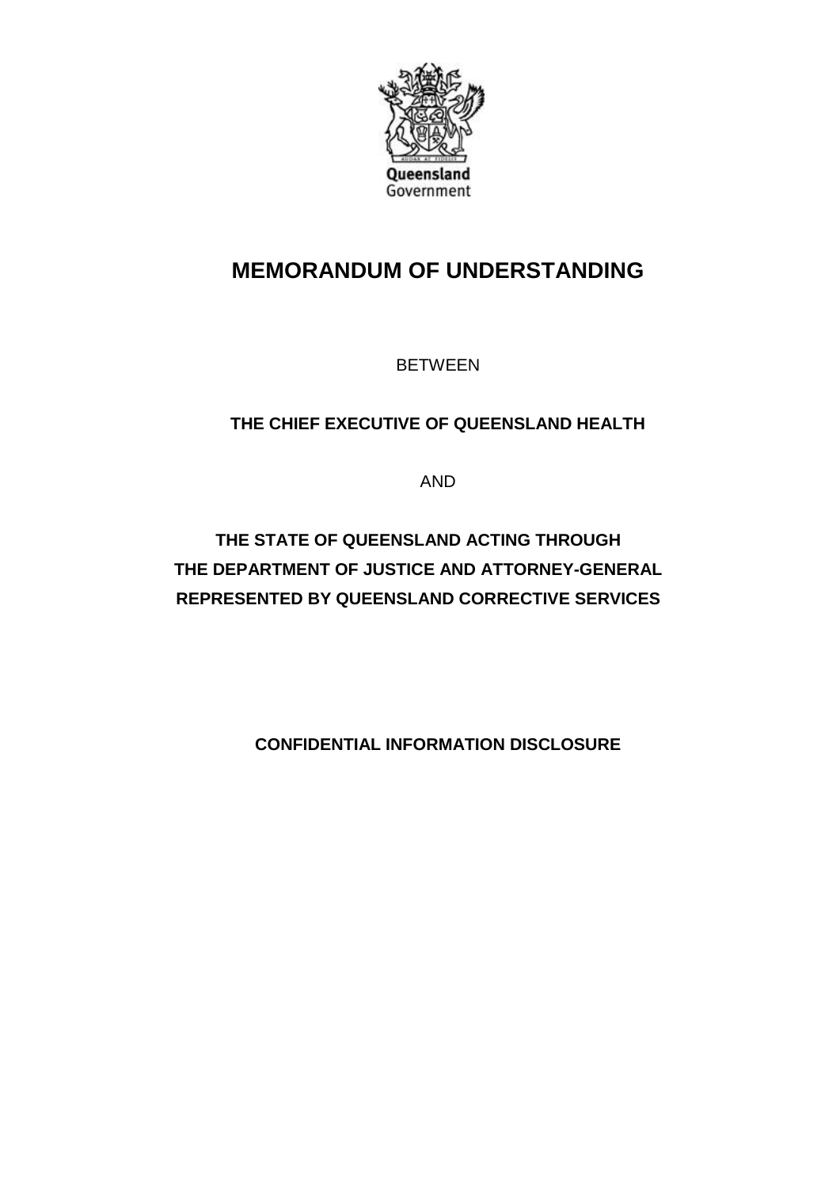Queensland Government

# MEMORANDUM OF UNDERSTANDING

BETWEEN

**THE CHIEF EXECUTIVE OF QUEENSLAND HEALTH**

AND

**THE STATE OF QUEENSLAND ACTING THROUGH THE DEPARTMENT OF JUSTICE AND ATTORNEY-GENERAL REPRESENTED BY QUEENSLAND CORRECTIVE SERVICES**

**CONFIDENTIAL INFORMATION DISCLOSURE**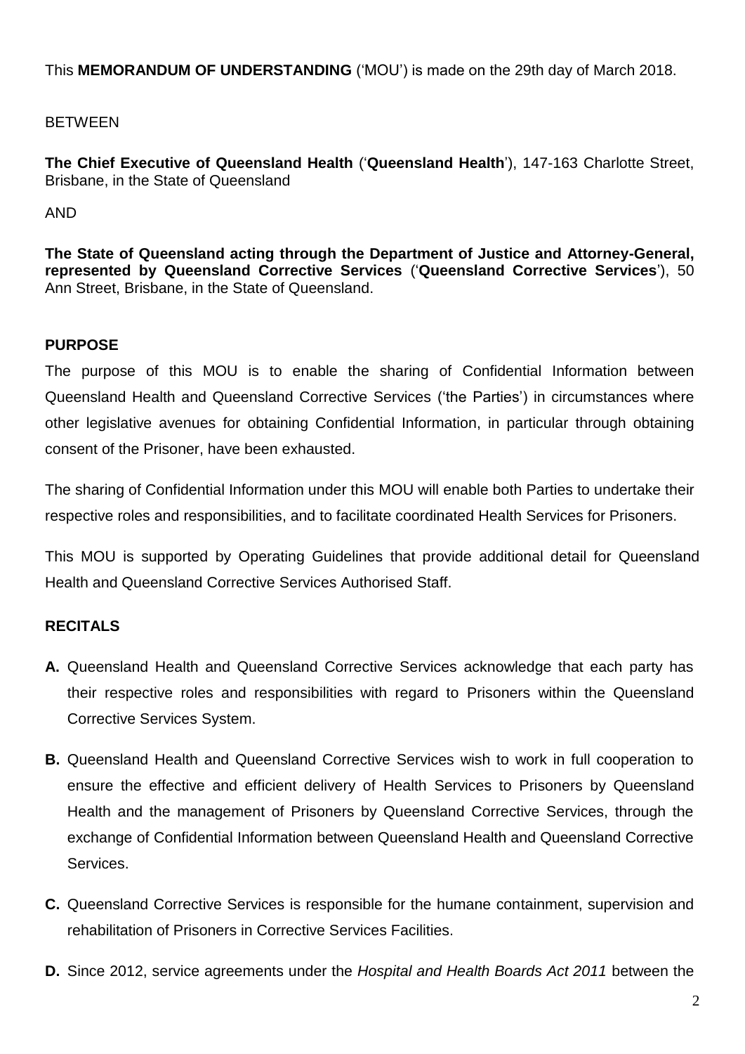This **MEMORANDUM OF UNDERSTANDING** ('MOU') is made on the 29th day of March 2018.

BETWEEN

**The Chief Executive of Queensland Health** ('**Queensland Health**'), 147-163 Charlotte Street, Brisbane, in the State of Queensland

AND

**The State of Queensland acting through the Department of Justice and Attorney-General, represented by Queensland Corrective Services** ('**Queensland Corrective Services**'), 50 Ann Street, Brisbane, in the State of Queensland.

## PURPOSE

The purpose of this MOU is to enable the sharing of Confidential Information between Queensland Health and Queensland Corrective Services ('the Parties') in circumstances where other legislative avenues for obtaining Confidential Information, in particular through obtaining consent of the Prisoner, have been exhausted.

The sharing of Confidential Information under this MOU will enable both Parties to undertake their respective roles and responsibilities, and to facilitate coordinated Health Services for Prisoners.

This MOU is supported by Operating Guidelines that provide additional detail for Queensland Health and Queensland Corrective Services Authorised Staff.

## RECITALS

**A.** Queensland Health and Queensland Corrective Services acknowledge that each party has their respective roles and responsibilities with regard to Prisoners within the Queensland Corrective Services System.

**B.** Queensland Health and Queensland Corrective Services wish to work in full cooperation to ensure the effective and efficient delivery of Health Services to Prisoners by Queensland Health and the management of Prisoners by Queensland Corrective Services, through the exchange of Confidential Information between Queensland Health and Queensland Corrective Services.

**C.** Queensland Corrective Services is responsible for the humane containment, supervision and rehabilitation of Prisoners in Corrective Services Facilities.

**D.** Since 2012, service agreements under the *Hospital and Health Boards Act 2011* between the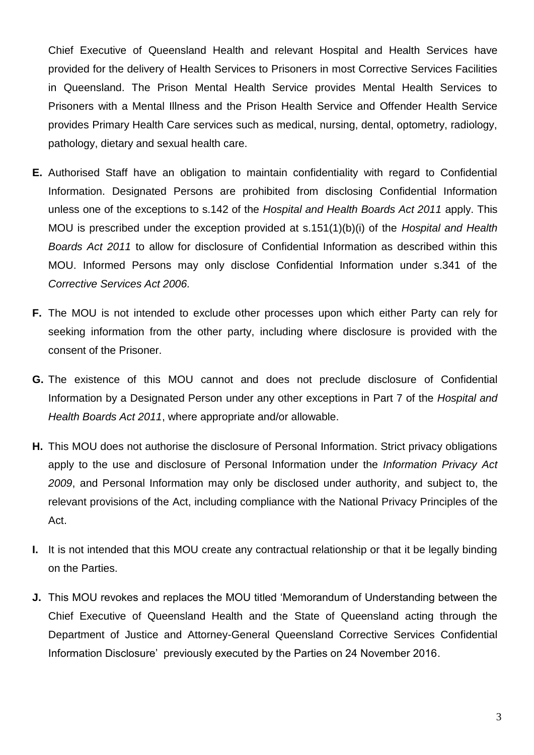Chief Executive of Queensland Health and relevant Hospital and Health Services have provided for the delivery of Health Services to Prisoners in most Corrective Services Facilities in Queensland. The Prison Mental Health Service provides Mental Health Services to Prisoners with a Mental Illness and the Prison Health Service and Offender Health Service provides Primary Health Care services such as medical, nursing, dental, optometry, radiology, pathology, dietary and sexual health care.

**E.** Authorised Staff have an obligation to maintain confidentiality with regard to Confidential Information. Designated Persons are prohibited from disclosing Confidential Information unless one of the exceptions to s.142 of the *Hospital and Health Boards Act 2011* apply. This MOU is prescribed under the exception provided at s.151(1)(b)(i) of the *Hospital and Health Boards Act 2011* to allow for disclosure of Confidential Information as described within this MOU. Informed Persons may only disclose Confidential Information under s.341 of the *Corrective Services Act 2006.*

**F.** The MOU is not intended to exclude other processes upon which either Party can rely for seeking information from the other party, including where disclosure is provided with the consent of the Prisoner.

**G.** The existence of this MOU cannot and does not preclude disclosure of Confidential Information by a Designated Person under any other exceptions in Part 7 of the *Hospital and Health Boards Act 2011*, where appropriate and/or allowable.

**H.** This MOU does not authorise the disclosure of Personal Information. Strict privacy obligations apply to the use and disclosure of Personal Information under the *Information Privacy Act 2009*, and Personal Information may only be disclosed under authority, and subject to, the relevant provisions of the Act, including compliance with the National Privacy Principles of the Act.

**I.** It is not intended that this MOU create any contractual relationship or that it be legally binding on the Parties.

**J.** This MOU revokes and replaces the MOU titled 'Memorandum of Understanding between the Chief Executive of Queensland Health and the State of Queensland acting through the Department of Justice and Attorney-General Queensland Corrective Services Confidential Information Disclosure' previously executed by the Parties on 24 November 2016.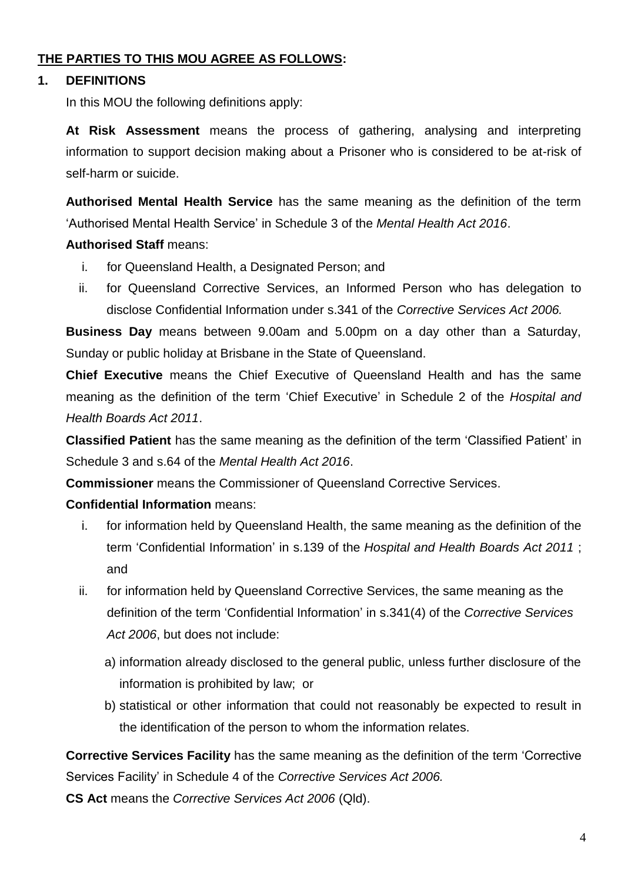**THE PARTIES TO THIS MOU AGREE AS FOLLOWS:**

## 1. DEFINITIONS

In this MOU the following definitions apply:

**At Risk Assessment** means the process of gathering, analysing and interpreting information to support decision making about a Prisoner who is considered to be at-risk of self-harm or suicide.

**Authorised Mental Health Service** has the same meaning as the definition of the term 'Authorised Mental Health Service' in Schedule 3 of the *Mental Health Act 2016*.

**Authorised Staff** means:

i. for Queensland Health, a Designated Person; and
ii. for Queensland Corrective Services, an Informed Person who has delegation to disclose Confidential Information under s.341 of the *Corrective Services Act 2006.*

**Business Day** means between 9.00am and 5.00pm on a day other than a Saturday, Sunday or public holiday at Brisbane in the State of Queensland.

**Chief Executive** means the Chief Executive of Queensland Health and has the same meaning as the definition of the term 'Chief Executive' in Schedule 2 of the *Hospital and Health Boards Act 2011*.

**Classified Patient** has the same meaning as the definition of the term 'Classified Patient' in Schedule 3 and s.64 of the *Mental Health Act 2016*.

**Commissioner** means the Commissioner of Queensland Corrective Services.

**Confidential Information** means:

i. for information held by Queensland Health, the same meaning as the definition of the term 'Confidential Information' in s.139 of the *Hospital and Health Boards Act 2011* ; and
ii. for information held by Queensland Corrective Services, the same meaning as the definition of the term 'Confidential Information' in s.341(4) of the *Corrective Services Act 2006*, but does not include:
    a) information already disclosed to the general public, unless further disclosure of the information is prohibited by law; or
    b) statistical or other information that could not reasonably be expected to result in the identification of the person to whom the information relates.

**Corrective Services Facility** has the same meaning as the definition of the term 'Corrective Services Facility' in Schedule 4 of the *Corrective Services Act 2006.*

**CS Act** means the *Corrective Services Act 2006* (Qld).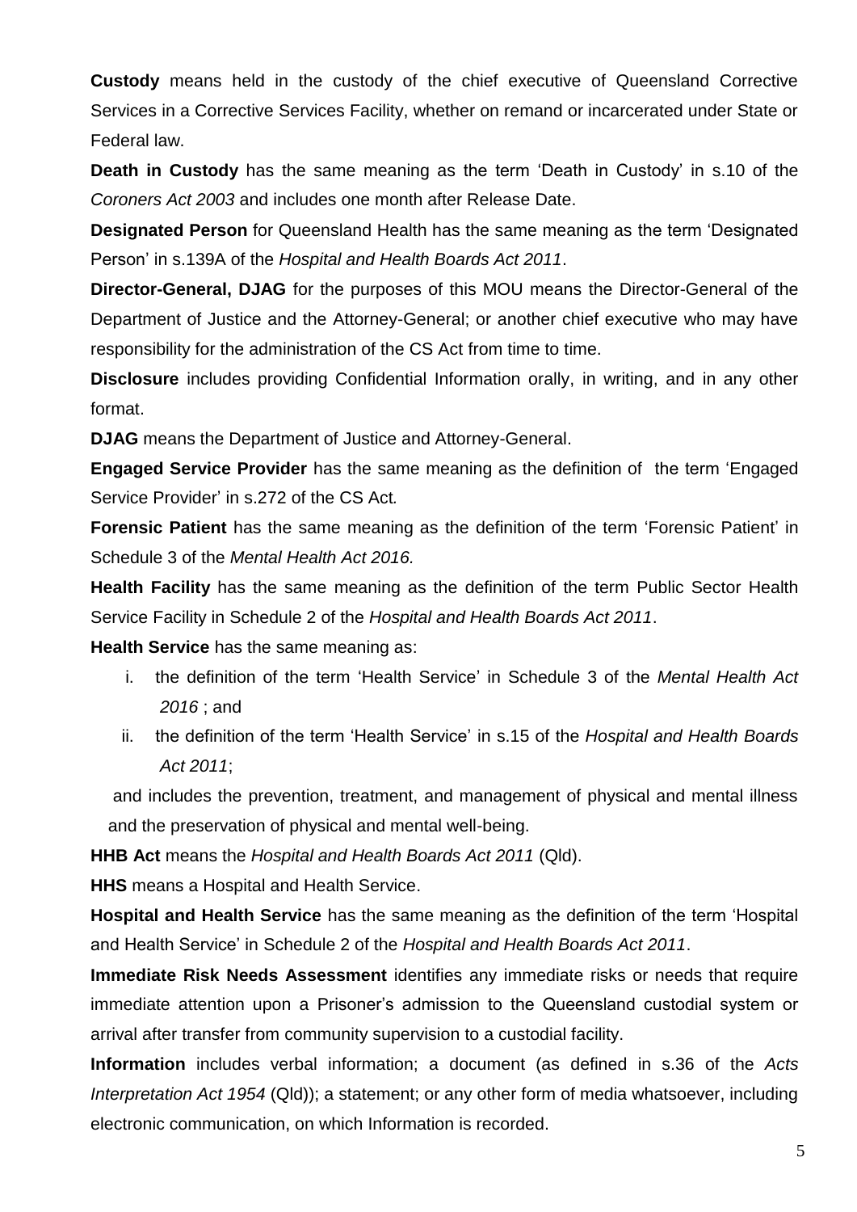**Custody** means held in the custody of the chief executive of Queensland Corrective Services in a Corrective Services Facility, whether on remand or incarcerated under State or Federal law.

**Death in Custody** has the same meaning as the term 'Death in Custody' in s.10 of the *Coroners Act 2003* and includes one month after Release Date.

**Designated Person** for Queensland Health has the same meaning as the term 'Designated Person' in s.139A of the *Hospital and Health Boards Act 2011*.

**Director-General, DJAG** for the purposes of this MOU means the Director-General of the Department of Justice and the Attorney-General; or another chief executive who may have responsibility for the administration of the CS Act from time to time.

**Disclosure** includes providing Confidential Information orally, in writing, and in any other format.

**DJAG** means the Department of Justice and Attorney-General.

**Engaged Service Provider** has the same meaning as the definition of the term 'Engaged Service Provider' in s.272 of the CS Act.

**Forensic Patient** has the same meaning as the definition of the term 'Forensic Patient' in Schedule 3 of the *Mental Health Act 2016.*

**Health Facility** has the same meaning as the definition of the term Public Sector Health Service Facility in Schedule 2 of the *Hospital and Health Boards Act 2011*.

**Health Service** has the same meaning as:

i. the definition of the term 'Health Service' in Schedule 3 of the *Mental Health Act 2016* ; and
ii. the definition of the term 'Health Service' in s.15 of the *Hospital and Health Boards Act 2011*;

and includes the prevention, treatment, and management of physical and mental illness and the preservation of physical and mental well-being.

**HHB Act** means the *Hospital and Health Boards Act 2011* (Qld).

**HHS** means a Hospital and Health Service.

**Hospital and Health Service** has the same meaning as the definition of the term 'Hospital and Health Service' in Schedule 2 of the *Hospital and Health Boards Act 2011*.

**Immediate Risk Needs Assessment** identifies any immediate risks or needs that require immediate attention upon a Prisoner's admission to the Queensland custodial system or arrival after transfer from community supervision to a custodial facility.

**Information** includes verbal information; a document (as defined in s.36 of the *Acts Interpretation Act 1954* (Qld)); a statement; or any other form of media whatsoever, including electronic communication, on which Information is recorded.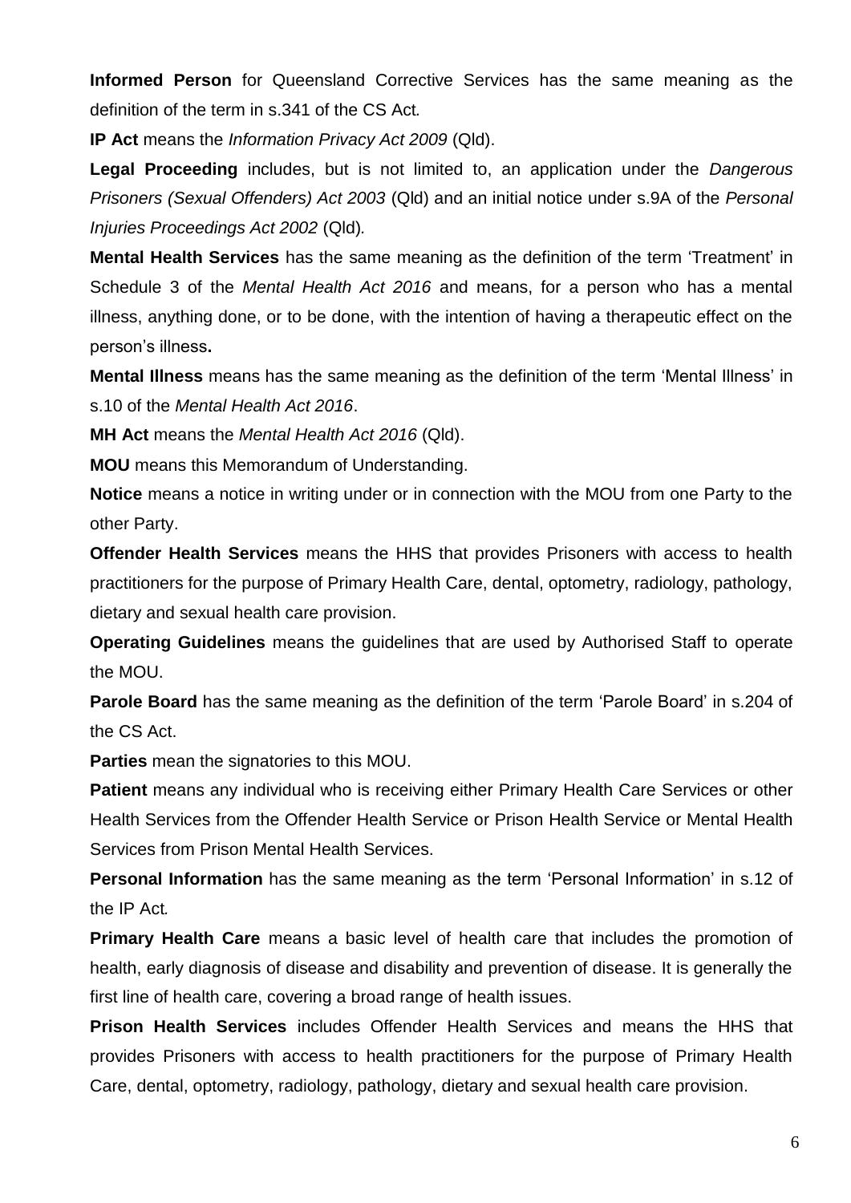**Informed Person** for Queensland Corrective Services has the same meaning as the definition of the term in s.341 of the CS Act*.*

**IP Act** means the *Information Privacy Act 2009* (Qld).

**Legal Proceeding** includes, but is not limited to, an application under the *Dangerous Prisoners (Sexual Offenders) Act 2003* (Qld) and an initial notice under s.9A of the *Personal Injuries Proceedings Act 2002* (Qld)*.*

**Mental Health Services** has the same meaning as the definition of the term 'Treatment' in Schedule 3 of the *Mental Health Act 2016* and means, for a person who has a mental illness, anything done, or to be done, with the intention of having a therapeutic effect on the person's illness**.**

**Mental Illness** means has the same meaning as the definition of the term 'Mental Illness' in s.10 of the *Mental Health Act 2016*.

**MH Act** means the *Mental Health Act 2016* (Qld).

**MOU** means this Memorandum of Understanding.

**Notice** means a notice in writing under or in connection with the MOU from one Party to the other Party.

**Offender Health Services** means the HHS that provides Prisoners with access to health practitioners for the purpose of Primary Health Care, dental, optometry, radiology, pathology, dietary and sexual health care provision.

**Operating Guidelines** means the guidelines that are used by Authorised Staff to operate the MOU.

**Parole Board** has the same meaning as the definition of the term 'Parole Board' in s.204 of the CS Act.

**Parties** mean the signatories to this MOU.

**Patient** means any individual who is receiving either Primary Health Care Services or other Health Services from the Offender Health Service or Prison Health Service or Mental Health Services from Prison Mental Health Services.

**Personal Information** has the same meaning as the term 'Personal Information' in s.12 of the IP Act*.*

**Primary Health Care** means a basic level of health care that includes the promotion of health, early diagnosis of disease and disability and prevention of disease. It is generally the first line of health care, covering a broad range of health issues.

**Prison Health Services** includes Offender Health Services and means the HHS that provides Prisoners with access to health practitioners for the purpose of Primary Health Care, dental, optometry, radiology, pathology, dietary and sexual health care provision.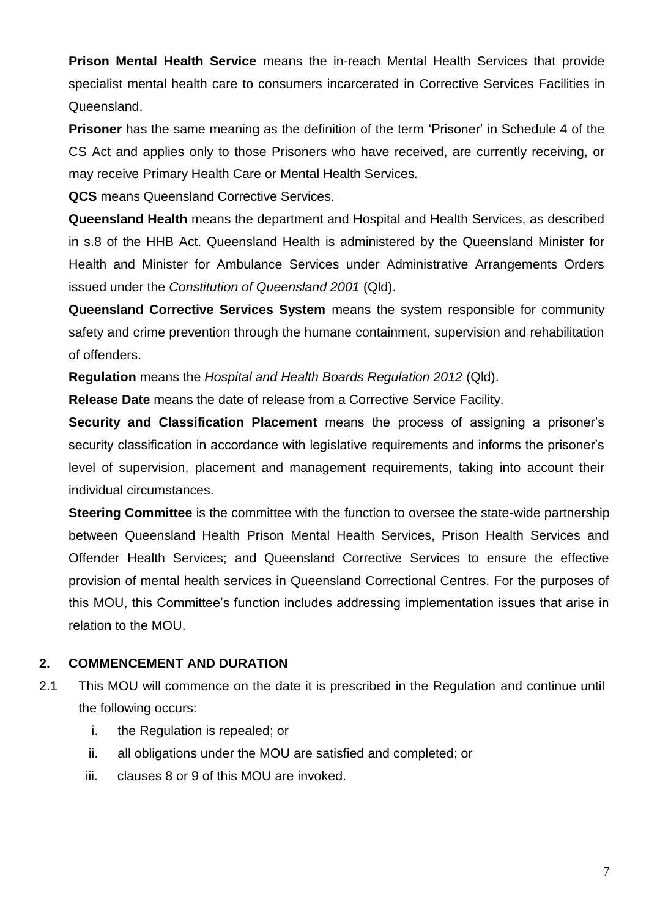**Prison Mental Health Service** means the in-reach Mental Health Services that provide specialist mental health care to consumers incarcerated in Corrective Services Facilities in Queensland.

**Prisoner** has the same meaning as the definition of the term 'Prisoner' in Schedule 4 of the CS Act and applies only to those Prisoners who have received, are currently receiving, or may receive Primary Health Care or Mental Health Services.

**QCS** means Queensland Corrective Services.

**Queensland Health** means the department and Hospital and Health Services, as described in s.8 of the HHB Act. Queensland Health is administered by the Queensland Minister for Health and Minister for Ambulance Services under Administrative Arrangements Orders issued under the *Constitution of Queensland 2001* (Qld).

**Queensland Corrective Services System** means the system responsible for community safety and crime prevention through the humane containment, supervision and rehabilitation of offenders.

**Regulation** means the *Hospital and Health Boards Regulation 2012* (Qld).

**Release Date** means the date of release from a Corrective Service Facility.

**Security and Classification Placement** means the process of assigning a prisoner's security classification in accordance with legislative requirements and informs the prisoner's level of supervision, placement and management requirements, taking into account their individual circumstances.

**Steering Committee** is the committee with the function to oversee the state-wide partnership between Queensland Health Prison Mental Health Services, Prison Health Services and Offender Health Services; and Queensland Corrective Services to ensure the effective provision of mental health services in Queensland Correctional Centres. For the purposes of this MOU, this Committee's function includes addressing implementation issues that arise in relation to the MOU.

## 2. COMMENCEMENT AND DURATION

2.1 This MOU will commence on the date it is prescribed in the Regulation and continue until the following occurs:

i. the Regulation is repealed; or
ii. all obligations under the MOU are satisfied and completed; or
iii. clauses 8 or 9 of this MOU are invoked.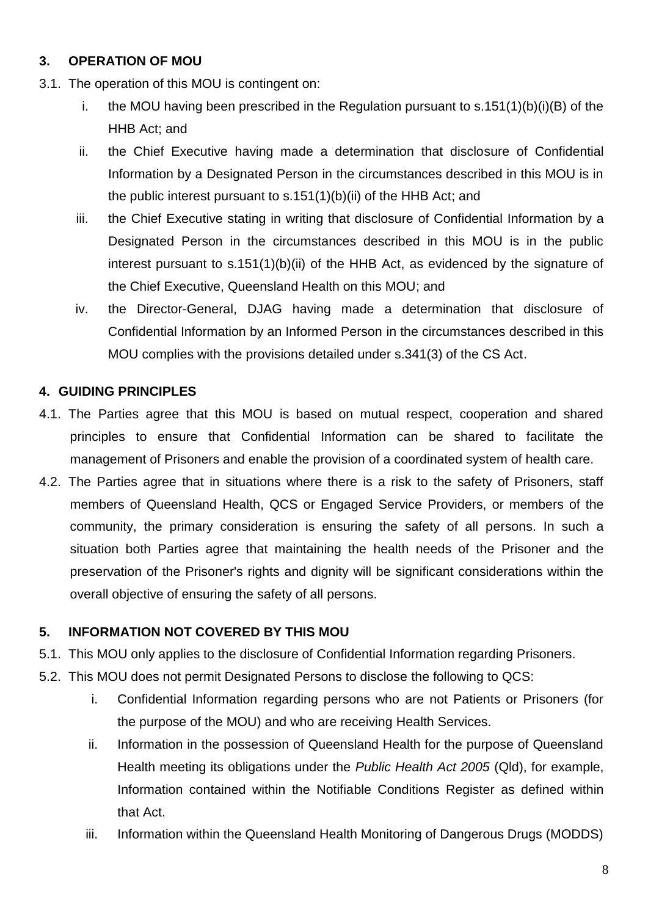## 3. OPERATION OF MOU

3.1. The operation of this MOU is contingent on:

i. the MOU having been prescribed in the Regulation pursuant to s.151(1)(b)(i)(B) of the HHB Act; and

ii. the Chief Executive having made a determination that disclosure of Confidential Information by a Designated Person in the circumstances described in this MOU is in the public interest pursuant to s.151(1)(b)(ii) of the HHB Act; and

iii. the Chief Executive stating in writing that disclosure of Confidential Information by a Designated Person in the circumstances described in this MOU is in the public interest pursuant to s.151(1)(b)(ii) of the HHB Act, as evidenced by the signature of the Chief Executive, Queensland Health on this MOU; and

iv. the Director-General, DJAG having made a determination that disclosure of Confidential Information by an Informed Person in the circumstances described in this MOU complies with the provisions detailed under s.341(3) of the CS Act.

## 4. GUIDING PRINCIPLES

4.1. The Parties agree that this MOU is based on mutual respect, cooperation and shared principles to ensure that Confidential Information can be shared to facilitate the management of Prisoners and enable the provision of a coordinated system of health care.

4.2. The Parties agree that in situations where there is a risk to the safety of Prisoners, staff members of Queensland Health, QCS or Engaged Service Providers, or members of the community, the primary consideration is ensuring the safety of all persons. In such a situation both Parties agree that maintaining the health needs of the Prisoner and the preservation of the Prisoner's rights and dignity will be significant considerations within the overall objective of ensuring the safety of all persons.

## 5. INFORMATION NOT COVERED BY THIS MOU

5.1. This MOU only applies to the disclosure of Confidential Information regarding Prisoners.

5.2. This MOU does not permit Designated Persons to disclose the following to QCS:

i. Confidential Information regarding persons who are not Patients or Prisoners (for the purpose of the MOU) and who are receiving Health Services.

ii. Information in the possession of Queensland Health for the purpose of Queensland Health meeting its obligations under the *Public Health Act 2005* (Qld), for example, Information contained within the Notifiable Conditions Register as defined within that Act.

iii. Information within the Queensland Health Monitoring of Dangerous Drugs (MODDS)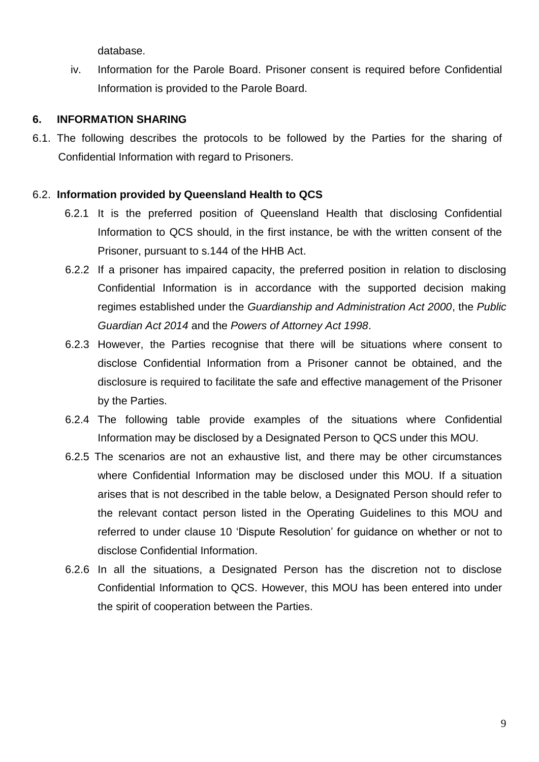database.

iv. Information for the Parole Board. Prisoner consent is required before Confidential Information is provided to the Parole Board.

## 6. INFORMATION SHARING

6.1. The following describes the protocols to be followed by the Parties for the sharing of Confidential Information with regard to Prisoners.

### 6.2. Information provided by Queensland Health to QCS

6.2.1 It is the preferred position of Queensland Health that disclosing Confidential Information to QCS should, in the first instance, be with the written consent of the Prisoner, pursuant to s.144 of the HHB Act.

6.2.2 If a prisoner has impaired capacity, the preferred position in relation to disclosing Confidential Information is in accordance with the supported decision making regimes established under the *Guardianship and Administration Act 2000*, the *Public Guardian Act 2014* and the *Powers of Attorney Act 1998*.

6.2.3 However, the Parties recognise that there will be situations where consent to disclose Confidential Information from a Prisoner cannot be obtained, and the disclosure is required to facilitate the safe and effective management of the Prisoner by the Parties.

6.2.4 The following table provide examples of the situations where Confidential Information may be disclosed by a Designated Person to QCS under this MOU.

6.2.5 The scenarios are not an exhaustive list, and there may be other circumstances where Confidential Information may be disclosed under this MOU. If a situation arises that is not described in the table below, a Designated Person should refer to the relevant contact person listed in the Operating Guidelines to this MOU and referred to under clause 10 'Dispute Resolution' for guidance on whether or not to disclose Confidential Information.

6.2.6 In all the situations, a Designated Person has the discretion not to disclose Confidential Information to QCS. However, this MOU has been entered into under the spirit of cooperation between the Parties.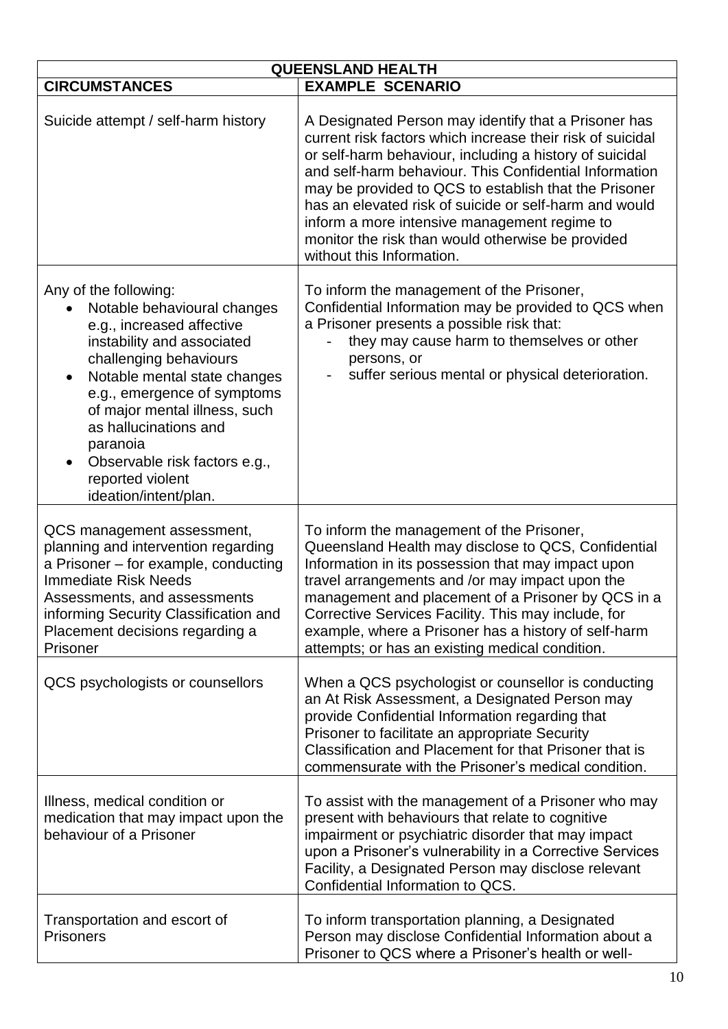| QUEENSLAND HEALTH | |
|---|---|
| **CIRCUMSTANCES** | **EXAMPLE SCENARIO** |
| Suicide attempt / self-harm history | A Designated Person may identify that a Prisoner has current risk factors which increase their risk of suicidal or self-harm behaviour, including a history of suicidal and self-harm behaviour. This Confidential Information may be provided to QCS to establish that the Prisoner has an elevated risk of suicide or self-harm and would inform a more intensive management regime to monitor the risk than would otherwise be provided without this Information. |
| Any of the following:<br>• Notable behavioural changes e.g., increased affective instability and associated challenging behaviours<br>• Notable mental state changes e.g., emergence of symptoms of major mental illness, such as hallucinations and paranoia<br>• Observable risk factors e.g., reported violent ideation/intent/plan. | To inform the management of the Prisoner, Confidential Information may be provided to QCS when a Prisoner presents a possible risk that:<br>- they may cause harm to themselves or other persons, or<br>- suffer serious mental or physical deterioration. |
| QCS management assessment, planning and intervention regarding a Prisoner – for example, conducting Immediate Risk Needs Assessments, and assessments informing Security Classification and Placement decisions regarding a Prisoner | To inform the management of the Prisoner, Queensland Health may disclose to QCS, Confidential Information in its possession that may impact upon travel arrangements and /or may impact upon the management and placement of a Prisoner by QCS in a Corrective Services Facility. This may include, for example, where a Prisoner has a history of self-harm attempts; or has an existing medical condition. |
| QCS psychologists or counsellors | When a QCS psychologist or counsellor is conducting an At Risk Assessment, a Designated Person may provide Confidential Information regarding that Prisoner to facilitate an appropriate Security Classification and Placement for that Prisoner that is commensurate with the Prisoner's medical condition. |
| Illness, medical condition or medication that may impact upon the behaviour of a Prisoner | To assist with the management of a Prisoner who may present with behaviours that relate to cognitive impairment or psychiatric disorder that may impact upon a Prisoner's vulnerability in a Corrective Services Facility, a Designated Person may disclose relevant Confidential Information to QCS. |
| Transportation and escort of Prisoners | To inform transportation planning, a Designated Person may disclose Confidential Information about a Prisoner to QCS where a Prisoner's health or well- |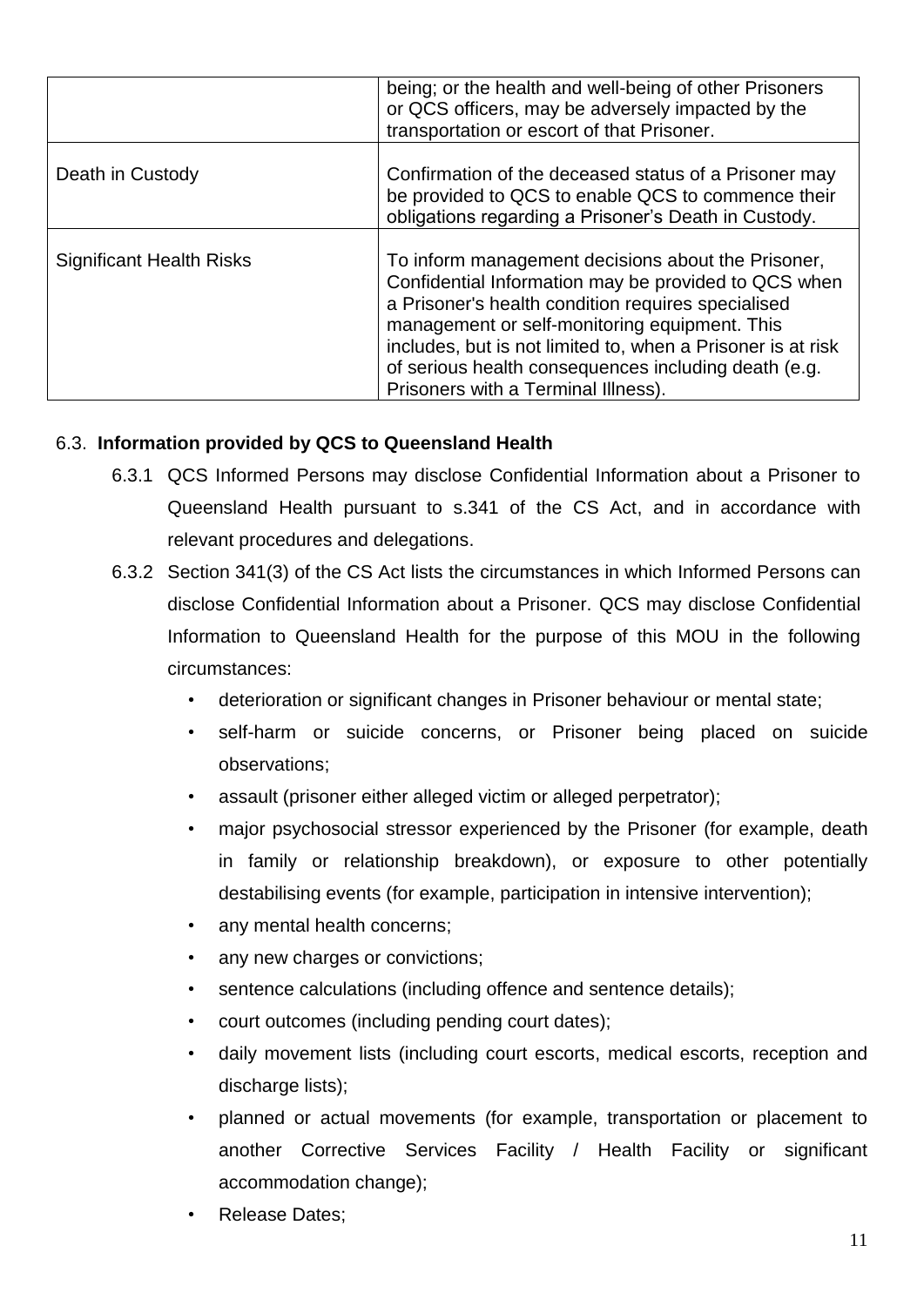| | |
|---|---|
| | being; or the health and well-being of other Prisoners or QCS officers, may be adversely impacted by the transportation or escort of that Prisoner. |
| Death in Custody | Confirmation of the deceased status of a Prisoner may be provided to QCS to enable QCS to commence their obligations regarding a Prisoner's Death in Custody. |
| Significant Health Risks | To inform management decisions about the Prisoner, Confidential Information may be provided to QCS when a Prisoner's health condition requires specialised management or self-monitoring equipment. This includes, but is not limited to, when a Prisoner is at risk of serious health consequences including death (e.g. Prisoners with a Terminal Illness). |

### 6.3. **Information provided by QCS to Queensland Health**

6.3.1 QCS Informed Persons may disclose Confidential Information about a Prisoner to Queensland Health pursuant to s.341 of the CS Act, and in accordance with relevant procedures and delegations.

6.3.2 Section 341(3) of the CS Act lists the circumstances in which Informed Persons can disclose Confidential Information about a Prisoner. QCS may disclose Confidential Information to Queensland Health for the purpose of this MOU in the following circumstances:

- deterioration or significant changes in Prisoner behaviour or mental state;
- self-harm or suicide concerns, or Prisoner being placed on suicide observations;
- assault (prisoner either alleged victim or alleged perpetrator);
- major psychosocial stressor experienced by the Prisoner (for example, death in family or relationship breakdown), or exposure to other potentially destabilising events (for example, participation in intensive intervention);
- any mental health concerns;
- any new charges or convictions;
- sentence calculations (including offence and sentence details);
- court outcomes (including pending court dates);
- daily movement lists (including court escorts, medical escorts, reception and discharge lists);
- planned or actual movements (for example, transportation or placement to another Corrective Services Facility / Health Facility or significant accommodation change);
- Release Dates;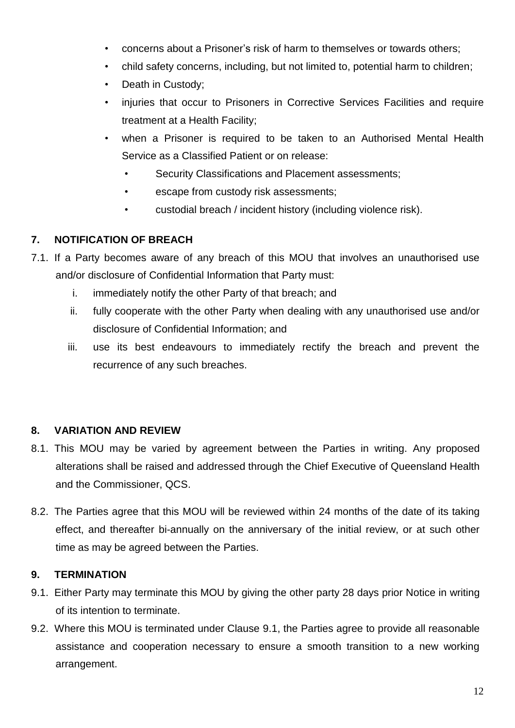- concerns about a Prisoner's risk of harm to themselves or towards others;
- child safety concerns, including, but not limited to, potential harm to children;
- Death in Custody;
- injuries that occur to Prisoners in Corrective Services Facilities and require treatment at a Health Facility;
- when a Prisoner is required to be taken to an Authorised Mental Health Service as a Classified Patient or on release:
  - Security Classifications and Placement assessments;
  - escape from custody risk assessments;
  - custodial breach / incident history (including violence risk).

## 7. NOTIFICATION OF BREACH

7.1. If a Party becomes aware of any breach of this MOU that involves an unauthorised use and/or disclosure of Confidential Information that Party must:

i. immediately notify the other Party of that breach; and

ii. fully cooperate with the other Party when dealing with any unauthorised use and/or disclosure of Confidential Information; and

iii. use its best endeavours to immediately rectify the breach and prevent the recurrence of any such breaches.

## 8. VARIATION AND REVIEW

8.1. This MOU may be varied by agreement between the Parties in writing. Any proposed alterations shall be raised and addressed through the Chief Executive of Queensland Health and the Commissioner, QCS.

8.2. The Parties agree that this MOU will be reviewed within 24 months of the date of its taking effect, and thereafter bi-annually on the anniversary of the initial review, or at such other time as may be agreed between the Parties.

## 9. TERMINATION

9.1. Either Party may terminate this MOU by giving the other party 28 days prior Notice in writing of its intention to terminate.

9.2. Where this MOU is terminated under Clause 9.1, the Parties agree to provide all reasonable assistance and cooperation necessary to ensure a smooth transition to a new working arrangement.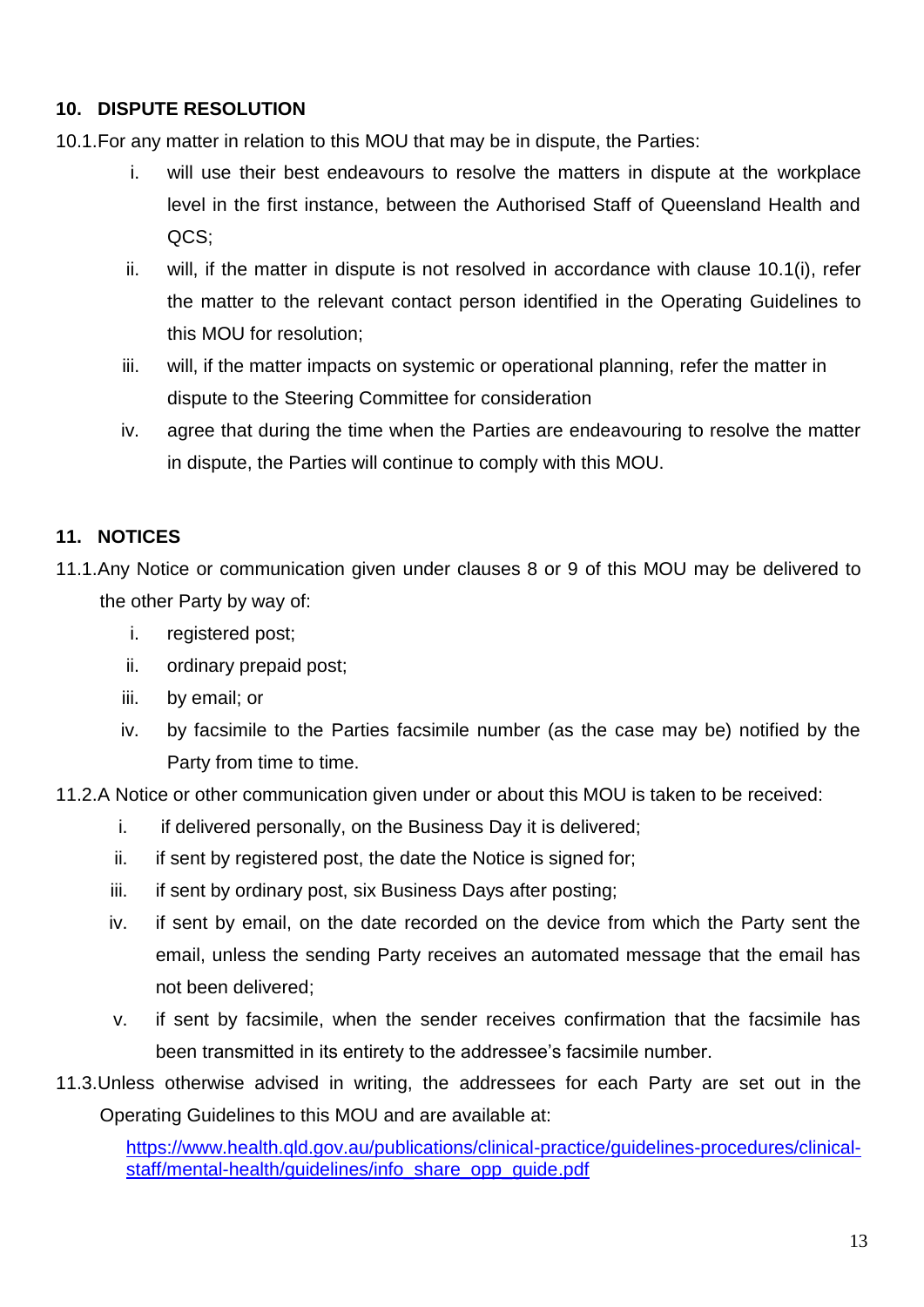## 10. DISPUTE RESOLUTION

10.1. For any matter in relation to this MOU that may be in dispute, the Parties:

i. will use their best endeavours to resolve the matters in dispute at the workplace level in the first instance, between the Authorised Staff of Queensland Health and QCS;

ii. will, if the matter in dispute is not resolved in accordance with clause 10.1(i), refer the matter to the relevant contact person identified in the Operating Guidelines to this MOU for resolution;

iii. will, if the matter impacts on systemic or operational planning, refer the matter in dispute to the Steering Committee for consideration

iv. agree that during the time when the Parties are endeavouring to resolve the matter in dispute, the Parties will continue to comply with this MOU.

## 11. NOTICES

11.1. Any Notice or communication given under clauses 8 or 9 of this MOU may be delivered to the other Party by way of:

i. registered post;

ii. ordinary prepaid post;

iii. by email; or

iv. by facsimile to the Parties facsimile number (as the case may be) notified by the Party from time to time.

11.2. A Notice or other communication given under or about this MOU is taken to be received:

i. if delivered personally, on the Business Day it is delivered;

ii. if sent by registered post, the date the Notice is signed for;

iii. if sent by ordinary post, six Business Days after posting;

iv. if sent by email, on the date recorded on the device from which the Party sent the email, unless the sending Party receives an automated message that the email has not been delivered;

v. if sent by facsimile, when the sender receives confirmation that the facsimile has been transmitted in its entirety to the addressee's facsimile number.

11.3. Unless otherwise advised in writing, the addressees for each Party are set out in the Operating Guidelines to this MOU and are available at:

https://www.health.qld.gov.au/publications/clinical-practice/guidelines-procedures/clinical-staff/mental-health/guidelines/info_share_opp_guide.pdf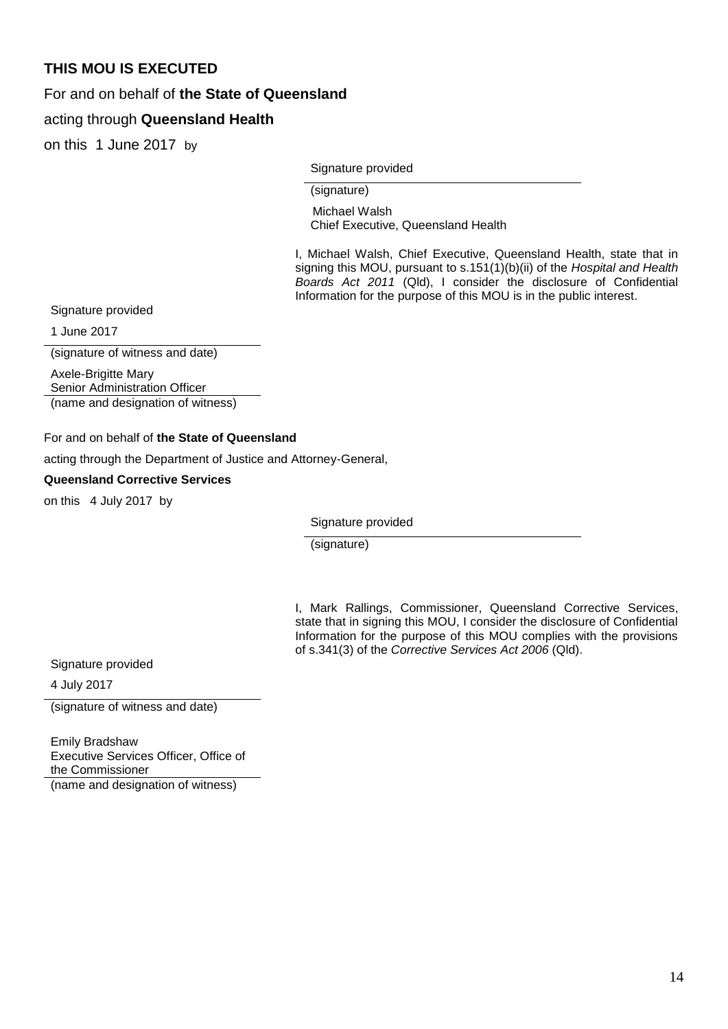## THIS MOU IS EXECUTED

For and on behalf of **the State of Queensland**

acting through **Queensland Health**

on this 1 June 2017 by

Signature provided

(signature)

Michael Walsh
Chief Executive, Queensland Health

I, Michael Walsh, Chief Executive, Queensland Health, state that in signing this MOU, pursuant to s.151(1)(b)(ii) of the *Hospital and Health Boards Act 2011* (Qld), I consider the disclosure of Confidential Information for the purpose of this MOU is in the public interest.

Signature provided

1 June 2017

(signature of witness and date)

Axele-Brigitte Mary
Senior Administration Officer

(name and designation of witness)

For and on behalf of **the State of Queensland**

acting through the Department of Justice and Attorney-General,

**Queensland Corrective Services**

on this 4 July 2017 by

Signature provided

(signature)

I, Mark Rallings, Commissioner, Queensland Corrective Services, state that in signing this MOU, I consider the disclosure of Confidential Information for the purpose of this MOU complies with the provisions of s.341(3) of the *Corrective Services Act 2006* (Qld).

Signature provided

4 July 2017

(signature of witness and date)

Emily Bradshaw
Executive Services Officer, Office of the Commissioner

(name and designation of witness)